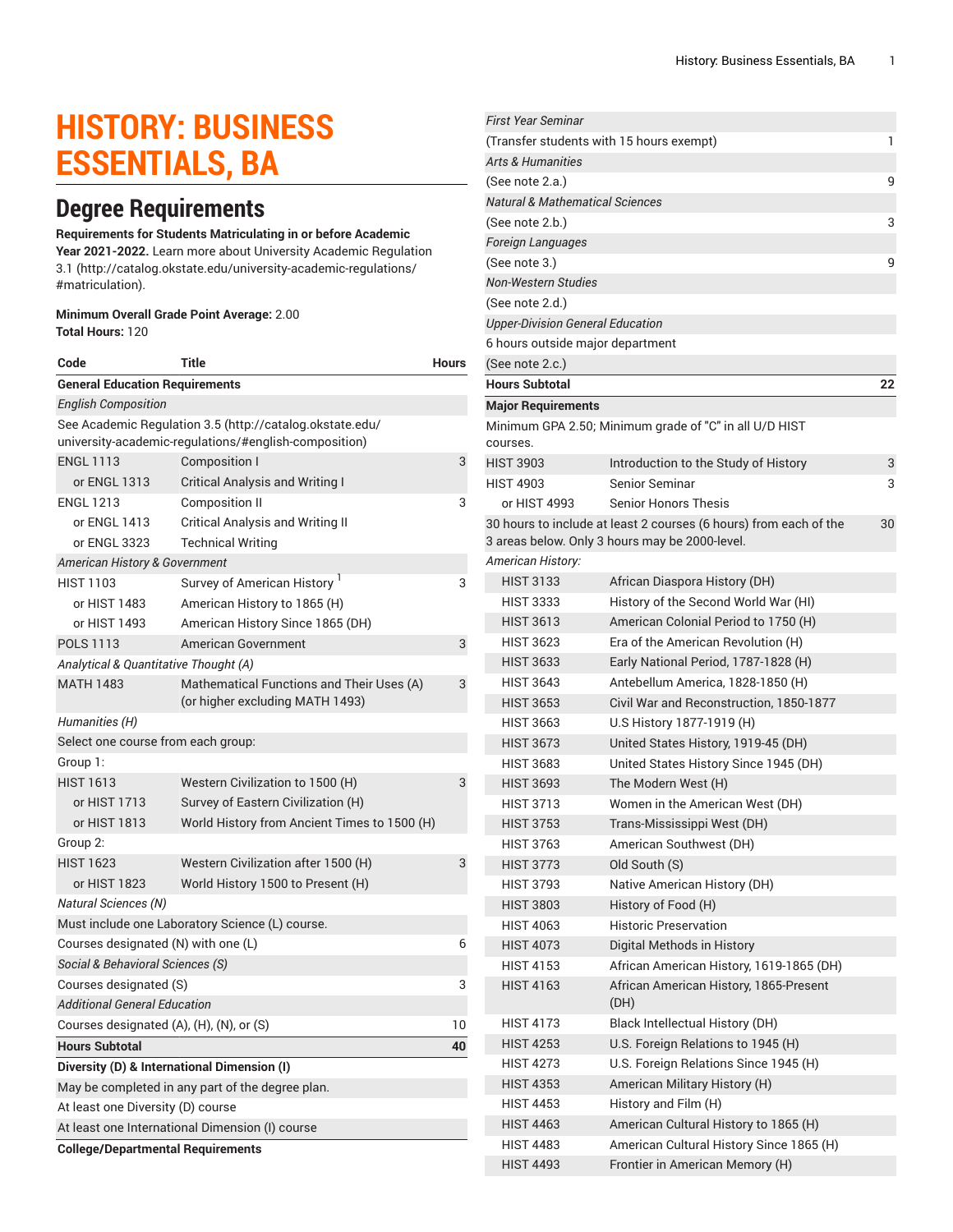# HISTORY: BUSINESS ESSENTIALS, BA

## Degree Requirements

**Requirements for Students Matriculating in or before Academic Year 2021-2022.** Learn more about University Academic Regulation 3.1 (http://catalog.okstate.edu/university-academic-regulations/#matriculation).

**Minimum Overall Grade Point Average:** 2.00
**Total Hours:** 120

| Code | Title | Hours |
|---|---|---|
| **General Education Requirements** | | |
| *English Composition* | | |
| See Academic Regulation 3.5 (http://catalog.okstate.edu/university-academic-regulations/#english-composition) | | |
| ENGL 1113 | Composition I | 3 |
| or ENGL 1313 | Critical Analysis and Writing I | |
| ENGL 1213 | Composition II | 3 |
| or ENGL 1413 | Critical Analysis and Writing II | |
| or ENGL 3323 | Technical Writing | |
| *American History & Government* | | |
| HIST 1103 | Survey of American History [1] | 3 |
| or HIST 1483 | American History to 1865 (H) | |
| or HIST 1493 | American History Since 1865 (DH) | |
| POLS 1113 | American Government | 3 |
| *Analytical & Quantitative Thought (A)* | | |
| MATH 1483 | Mathematical Functions and Their Uses (A) (or higher excluding MATH 1493) | 3 |
| *Humanities (H)* | | |
| Select one course from each group: | | |
| Group 1: | | |
| HIST 1613 | Western Civilization to 1500 (H) | 3 |
| or HIST 1713 | Survey of Eastern Civilization (H) | |
| or HIST 1813 | World History from Ancient Times to 1500 (H) | |
| Group 2: | | |
| HIST 1623 | Western Civilization after 1500 (H) | 3 |
| or HIST 1823 | World History 1500 to Present (H) | |
| *Natural Sciences (N)* | | |
| Must include one Laboratory Science (L) course. | | |
| Courses designated (N) with one (L) | | 6 |
| *Social & Behavioral Sciences (S)* | | |
| Courses designated (S) | | 3 |
| *Additional General Education* | | |
| Courses designated (A), (H), (N), or (S) | | 10 |
| **Hours Subtotal** | | **40** |
| **Diversity (D) & International Dimension (I)** | | |
| May be completed in any part of the degree plan. | | |
| At least one Diversity (D) course | | |
| At least one International Dimension (I) course | | |
| **College/Departmental Requirements** | | |
| *First Year Seminar* | | |
| (Transfer students with 15 hours exempt) | | 1 |
| *Arts & Humanities* | | |
| (See note 2.a.) | | 9 |
| *Natural & Mathematical Sciences* | | |
| (See note 2.b.) | | 3 |
| *Foreign Languages* | | |
| (See note 3.) | | 9 |
| *Non-Western Studies* | | |
| (See note 2.d.) | | |
| *Upper-Division General Education* | | |
| 6 hours outside major department | | |
| (See note 2.c.) | | |
| **Hours Subtotal** | | **22** |
| **Major Requirements** | | |
| Minimum GPA 2.50; Minimum grade of "C" in all U/D HIST courses. | | |
| HIST 3903 | Introduction to the Study of History | 3 |
| HIST 4903 | Senior Seminar | 3 |
| or HIST 4993 | Senior Honors Thesis | |
| 30 hours to include at least 2 courses (6 hours) from each of the 3 areas below. Only 3 hours may be 2000-level. | | 30 |
| *American History:* | | |
| HIST 3133 | African Diaspora History (DH) | |
| HIST 3333 | History of the Second World War (HI) | |
| HIST 3613 | American Colonial Period to 1750 (H) | |
| HIST 3623 | Era of the American Revolution (H) | |
| HIST 3633 | Early National Period, 1787-1828 (H) | |
| HIST 3643 | Antebellum America, 1828-1850 (H) | |
| HIST 3653 | Civil War and Reconstruction, 1850-1877 | |
| HIST 3663 | U.S History 1877-1919 (H) | |
| HIST 3673 | United States History, 1919-45 (DH) | |
| HIST 3683 | United States History Since 1945 (DH) | |
| HIST 3693 | The Modern West (H) | |
| HIST 3713 | Women in the American West (DH) | |
| HIST 3753 | Trans-Mississippi West (DH) | |
| HIST 3763 | American Southwest (DH) | |
| HIST 3773 | Old South (S) | |
| HIST 3793 | Native American History (DH) | |
| HIST 3803 | History of Food (H) | |
| HIST 4063 | Historic Preservation | |
| HIST 4073 | Digital Methods in History | |
| HIST 4153 | African American History, 1619-1865 (DH) | |
| HIST 4163 | African American History, 1865-Present (DH) | |
| HIST 4173 | Black Intellectual History (DH) | |
| HIST 4253 | U.S. Foreign Relations to 1945 (H) | |
| HIST 4273 | U.S. Foreign Relations Since 1945 (H) | |
| HIST 4353 | American Military History (H) | |
| HIST 4453 | History and Film (H) | |
| HIST 4463 | American Cultural History to 1865 (H) | |
| HIST 4483 | American Cultural History Since 1865 (H) | |
| HIST 4493 | Frontier in American Memory (H) | |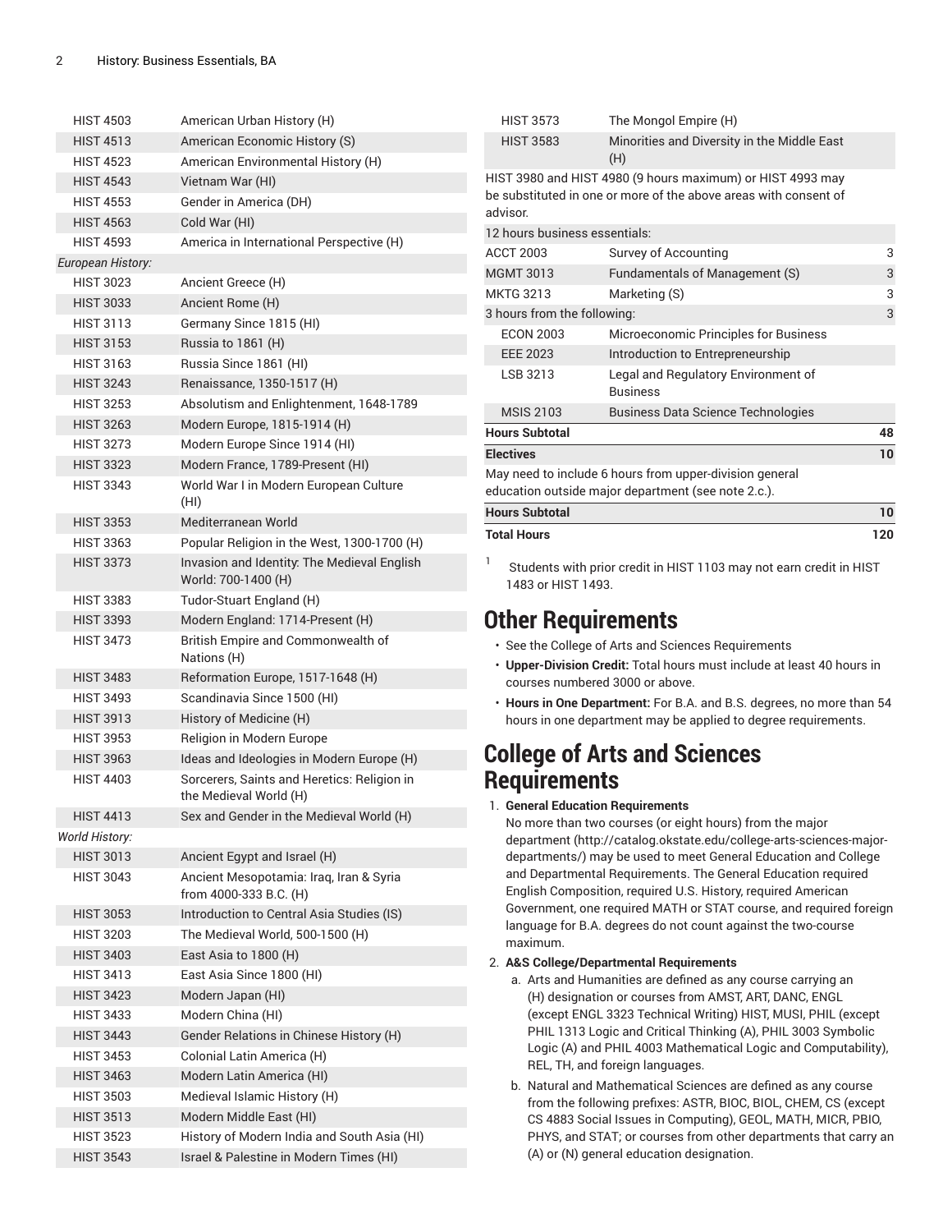| Course | Title | Hours |
|---|---|---|
| HIST 4503 | American Urban History (H) | |
| HIST 4513 | American Economic History (S) | |
| HIST 4523 | American Environmental History (H) | |
| HIST 4543 | Vietnam War (HI) | |
| HIST 4553 | Gender in America (DH) | |
| HIST 4563 | Cold War (HI) | |
| HIST 4593 | America in International Perspective (H) | |
| *European History:* | | |
| HIST 3023 | Ancient Greece (H) | |
| HIST 3033 | Ancient Rome (H) | |
| HIST 3113 | Germany Since 1815 (HI) | |
| HIST 3153 | Russia to 1861 (H) | |
| HIST 3163 | Russia Since 1861 (HI) | |
| HIST 3243 | Renaissance, 1350-1517 (H) | |
| HIST 3253 | Absolutism and Enlightenment, 1648-1789 | |
| HIST 3263 | Modern Europe, 1815-1914 (H) | |
| HIST 3273 | Modern Europe Since 1914 (HI) | |
| HIST 3323 | Modern France, 1789-Present (HI) | |
| HIST 3343 | World War I in Modern European Culture (HI) | |
| HIST 3353 | Mediterranean World | |
| HIST 3363 | Popular Religion in the West, 1300-1700 (H) | |
| HIST 3373 | Invasion and Identity: The Medieval English World: 700-1400 (H) | |
| HIST 3383 | Tudor-Stuart England (H) | |
| HIST 3393 | Modern England: 1714-Present (H) | |
| HIST 3473 | British Empire and Commonwealth of Nations (H) | |
| HIST 3483 | Reformation Europe, 1517-1648 (H) | |
| HIST 3493 | Scandinavia Since 1500 (HI) | |
| HIST 3913 | History of Medicine (H) | |
| HIST 3953 | Religion in Modern Europe | |
| HIST 3963 | Ideas and Ideologies in Modern Europe (H) | |
| HIST 4403 | Sorcerers, Saints and Heretics: Religion in the Medieval World (H) | |
| HIST 4413 | Sex and Gender in the Medieval World (H) | |
| *World History:* | | |
| HIST 3013 | Ancient Egypt and Israel (H) | |
| HIST 3043 | Ancient Mesopotamia: Iraq, Iran & Syria from 4000-333 B.C. (H) | |
| HIST 3053 | Introduction to Central Asia Studies (IS) | |
| HIST 3203 | The Medieval World, 500-1500 (H) | |
| HIST 3403 | East Asia to 1800 (H) | |
| HIST 3413 | East Asia Since 1800 (HI) | |
| HIST 3423 | Modern Japan (HI) | |
| HIST 3433 | Modern China (HI) | |
| HIST 3443 | Gender Relations in Chinese History (H) | |
| HIST 3453 | Colonial Latin America (H) | |
| HIST 3463 | Modern Latin America (HI) | |
| HIST 3503 | Medieval Islamic History (H) | |
| HIST 3513 | Modern Middle East (HI) | |
| HIST 3523 | History of Modern India and South Asia (HI) | |
| HIST 3543 | Israel & Palestine in Modern Times (HI) | |
| HIST 3573 | The Mongol Empire (H) | |
| HIST 3583 | Minorities and Diversity in the Middle East (H) | |
| HIST 3980 and HIST 4980 (9 hours maximum) or HIST 4993 may be substituted in one or more of the above areas with consent of advisor. | | |
| 12 hours business essentials: | | |
| ACCT 2003 | Survey of Accounting | 3 |
| MGMT 3013 | Fundamentals of Management (S) | 3 |
| MKTG 3213 | Marketing (S) | 3 |
| 3 hours from the following: | | 3 |
| ECON 2003 | Microeconomic Principles for Business | |
| EEE 2023 | Introduction to Entrepreneurship | |
| LSB 3213 | Legal and Regulatory Environment of Business | |
| MSIS 2103 | Business Data Science Technologies | |
| **Hours Subtotal** | | **48** |
| **Electives** | | **10** |
| May need to include 6 hours from upper-division general education outside major department (see note 2.c.). | | |
| **Hours Subtotal** | | **10** |
| **Total Hours** | | **120** |

[1] Students with prior credit in HIST 1103 may not earn credit in HIST 1483 or HIST 1493.

## Other Requirements

- See the College of Arts and Sciences Requirements
- **Upper-Division Credit:** Total hours must include at least 40 hours in courses numbered 3000 or above.
- **Hours in One Department:** For B.A. and B.S. degrees, no more than 54 hours in one department may be applied to degree requirements.

## College of Arts and Sciences Requirements

1. **General Education Requirements**
   No more than two courses (or eight hours) from the major department (http://catalog.okstate.edu/college-arts-sciences-major-departments/) may be used to meet General Education and College and Departmental Requirements. The General Education required English Composition, required U.S. History, required American Government, one required MATH or STAT course, and required foreign language for B.A. degrees do not count against the two-course maximum.
2. **A&S College/Departmental Requirements**
   a. Arts and Humanities are defined as any course carrying an (H) designation or courses from AMST, ART, DANC, ENGL (except ENGL 3323 Technical Writing) HIST, MUSI, PHIL (except PHIL 1313 Logic and Critical Thinking (A), PHIL 3003 Symbolic Logic (A) and PHIL 4003 Mathematical Logic and Computability), REL, TH, and foreign languages.
   b. Natural and Mathematical Sciences are defined as any course from the following prefixes: ASTR, BIOC, BIOL, CHEM, CS (except CS 4883 Social Issues in Computing), GEOL, MATH, MICR, PBIO, PHYS, and STAT; or courses from other departments that carry an (A) or (N) general education designation.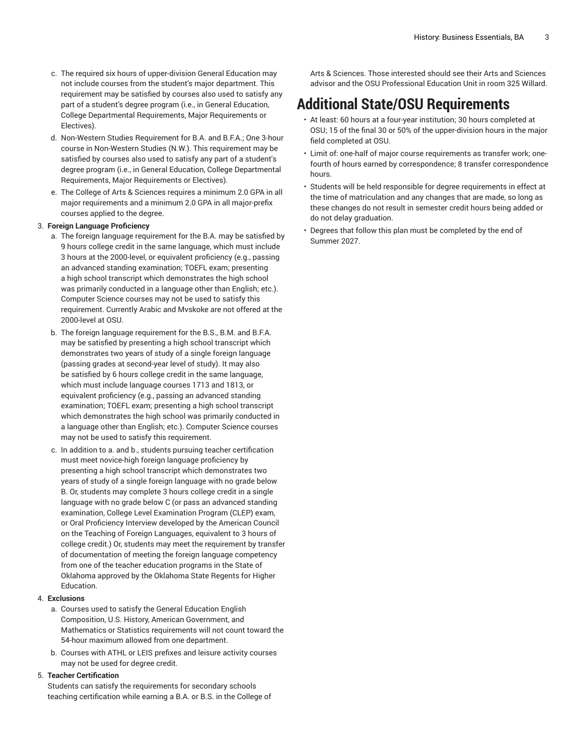c. The required six hours of upper-division General Education may not include courses from the student's major department. This requirement may be satisfied by courses also used to satisfy any part of a student's degree program (i.e., in General Education, College Departmental Requirements, Major Requirements or Electives).

d. Non-Western Studies Requirement for B.A. and B.F.A.; One 3-hour course in Non-Western Studies (N.W.). This requirement may be satisfied by courses also used to satisfy any part of a student's degree program (i.e., in General Education, College Departmental Requirements, Major Requirements or Electives).

e. The College of Arts & Sciences requires a minimum 2.0 GPA in all major requirements and a minimum 2.0 GPA in all major-prefix courses applied to the degree.

3. **Foreign Language Proficiency**

   a. The foreign language requirement for the B.A. may be satisfied by 9 hours college credit in the same language, which must include 3 hours at the 2000-level, or equivalent proficiency (e.g., passing an advanced standing examination; TOEFL exam; presenting a high school transcript which demonstrates the high school was primarily conducted in a language other than English; etc.). Computer Science courses may not be used to satisfy this requirement. Currently Arabic and Mvskoke are not offered at the 2000-level at OSU.

   b. The foreign language requirement for the B.S., B.M. and B.F.A. may be satisfied by presenting a high school transcript which demonstrates two years of study of a single foreign language (passing grades at second-year level of study). It may also be satisfied by 6 hours college credit in the same language, which must include language courses 1713 and 1813, or equivalent proficiency (e.g., passing an advanced standing examination; TOEFL exam; presenting a high school transcript which demonstrates the high school was primarily conducted in a language other than English; etc.). Computer Science courses may not be used to satisfy this requirement.

   c. In addition to a. and b., students pursuing teacher certification must meet novice-high foreign language proficiency by presenting a high school transcript which demonstrates two years of study of a single foreign language with no grade below B. Or, students may complete 3 hours college credit in a single language with no grade below C (or pass an advanced standing examination, College Level Examination Program (CLEP) exam, or Oral Proficiency Interview developed by the American Council on the Teaching of Foreign Languages, equivalent to 3 hours of college credit.) Or, students may meet the requirement by transfer of documentation of meeting the foreign language competency from one of the teacher education programs in the State of Oklahoma approved by the Oklahoma State Regents for Higher Education.

4. **Exclusions**

   a. Courses used to satisfy the General Education English Composition, U.S. History, American Government, and Mathematics or Statistics requirements will not count toward the 54-hour maximum allowed from one department.

   b. Courses with ATHL or LEIS prefixes and leisure activity courses may not be used for degree credit.

5. **Teacher Certification**

   Students can satisfy the requirements for secondary schools teaching certification while earning a B.A. or B.S. in the College of Arts & Sciences. Those interested should see their Arts and Sciences advisor and the OSU Professional Education Unit in room 325 Willard.

## Additional State/OSU Requirements

- At least: 60 hours at a four-year institution; 30 hours completed at OSU; 15 of the final 30 or 50% of the upper-division hours in the major field completed at OSU.
- Limit of: one-half of major course requirements as transfer work; one-fourth of hours earned by correspondence; 8 transfer correspondence hours.
- Students will be held responsible for degree requirements in effect at the time of matriculation and any changes that are made, so long as these changes do not result in semester credit hours being added or do not delay graduation.
- Degrees that follow this plan must be completed by the end of Summer 2027.